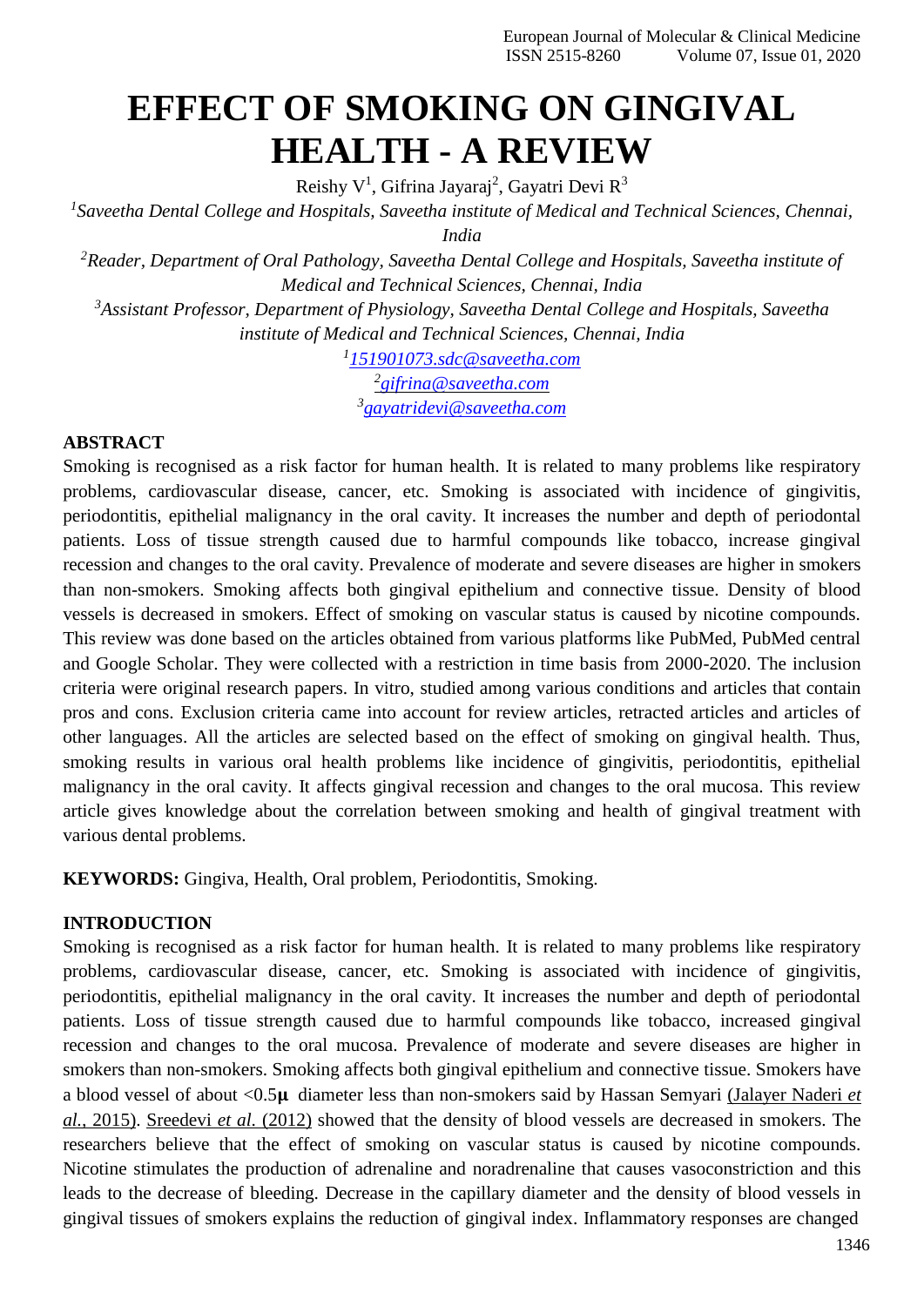# EFFECT OF SMOKING ON GINGIVAL HEALTH - A REVIEW

Reishy V[1], Gifrina Jayaraj[2], Gayatri Devi R[3]

[1]*Saveetha Dental College and Hospitals, Saveetha institute of Medical and Technical Sciences, Chennai, India*

[2]*Reader, Department of Oral Pathology, Saveetha Dental College and Hospitals, Saveetha institute of Medical and Technical Sciences, Chennai, India*

[3]*Assistant Professor, Department of Physiology, Saveetha Dental College and Hospitals, Saveetha institute of Medical and Technical Sciences, Chennai, India*

[1]*151901073.sdc@saveetha.com*
[2]*gifrina@saveetha.com*
[3]*gayatridevi@saveetha.com*

**ABSTRACT**

Smoking is recognised as a risk factor for human health. It is related to many problems like respiratory problems, cardiovascular disease, cancer, etc. Smoking is associated with incidence of gingivitis, periodontitis, epithelial malignancy in the oral cavity. It increases the number and depth of periodontal patients. Loss of tissue strength caused due to harmful compounds like tobacco, increase gingival recession and changes to the oral cavity. Prevalence of moderate and severe diseases are higher in smokers than non-smokers. Smoking affects both gingival epithelium and connective tissue. Density of blood vessels is decreased in smokers. Effect of smoking on vascular status is caused by nicotine compounds. This review was done based on the articles obtained from various platforms like PubMed, PubMed central and Google Scholar. They were collected with a restriction in time basis from 2000-2020. The inclusion criteria were original research papers. In vitro, studied among various conditions and articles that contain pros and cons. Exclusion criteria came into account for review articles, retracted articles and articles of other languages. All the articles are selected based on the effect of smoking on gingival health. Thus, smoking results in various oral health problems like incidence of gingivitis, periodontitis, epithelial malignancy in the oral cavity. It affects gingival recession and changes to the oral mucosa. This review article gives knowledge about the correlation between smoking and health of gingival treatment with various dental problems.

**KEYWORDS:** Gingiva, Health, Oral problem, Periodontitis, Smoking.

**INTRODUCTION**

Smoking is recognised as a risk factor for human health. It is related to many problems like respiratory problems, cardiovascular disease, cancer, etc. Smoking is associated with incidence of gingivitis, periodontitis, epithelial malignancy in the oral cavity. It increases the number and depth of periodontal patients. Loss of tissue strength caused due to harmful compounds like tobacco, increased gingival recession and changes to the oral mucosa. Prevalence of moderate and severe diseases are higher in smokers than non-smokers. Smoking affects both gingival epithelium and connective tissue. Smokers have a blood vessel of about <0.5**μ** diameter less than non-smokers said by Hassan Semyari (Jalayer Naderi *et al.*, 2015). Sreedevi *et al.* (2012) showed that the density of blood vessels are decreased in smokers. The researchers believe that the effect of smoking on vascular status is caused by nicotine compounds. Nicotine stimulates the production of adrenaline and noradrenaline that causes vasoconstriction and this leads to the decrease of bleeding. Decrease in the capillary diameter and the density of blood vessels in gingival tissues of smokers explains the reduction of gingival index. Inflammatory responses are changed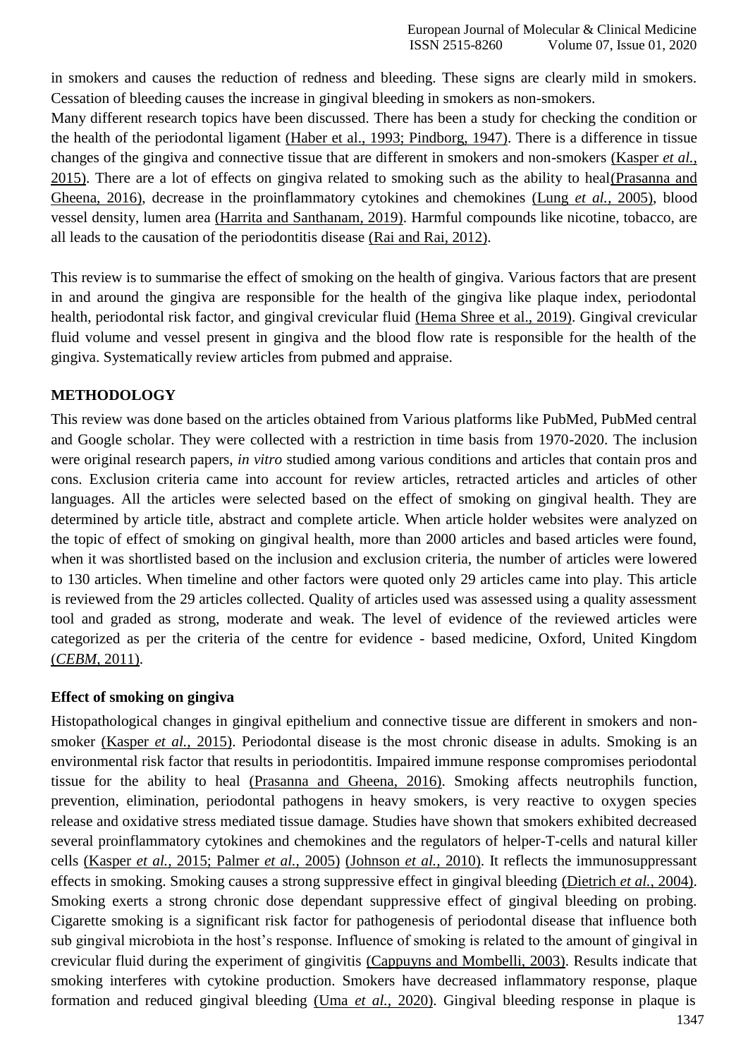in smokers and causes the reduction of redness and bleeding. These signs are clearly mild in smokers. Cessation of bleeding causes the increase in gingival bleeding in smokers as non-smokers.

Many different research topics have been discussed. There has been a study for checking the condition or the health of the periodontal ligament (Haber et al., 1993; Pindborg, 1947). There is a difference in tissue changes of the gingiva and connective tissue that are different in smokers and non-smokers (Kasper *et al.,* 2015). There are a lot of effects on gingiva related to smoking such as the ability to heal(Prasanna and Gheena, 2016), decrease in the proinflammatory cytokines and chemokines (Lung *et al.,* 2005), blood vessel density, lumen area (Harrita and Santhanam, 2019). Harmful compounds like nicotine, tobacco, are all leads to the causation of the periodontitis disease (Rai and Rai, 2012).

This review is to summarise the effect of smoking on the health of gingiva. Various factors that are present in and around the gingiva are responsible for the health of the gingiva like plaque index, periodontal health, periodontal risk factor, and gingival crevicular fluid (Hema Shree et al., 2019). Gingival crevicular fluid volume and vessel present in gingiva and the blood flow rate is responsible for the health of the gingiva. Systematically review articles from pubmed and appraise.

## METHODOLOGY

This review was done based on the articles obtained from Various platforms like PubMed, PubMed central and Google scholar. They were collected with a restriction in time basis from 1970-2020. The inclusion were original research papers, *in vitro* studied among various conditions and articles that contain pros and cons. Exclusion criteria came into account for review articles, retracted articles and articles of other languages. All the articles were selected based on the effect of smoking on gingival health. They are determined by article title, abstract and complete article. When article holder websites were analyzed on the topic of effect of smoking on gingival health, more than 2000 articles and based articles were found, when it was shortlisted based on the inclusion and exclusion criteria, the number of articles were lowered to 130 articles. When timeline and other factors were quoted only 29 articles came into play. This article is reviewed from the 29 articles collected. Quality of articles used was assessed using a quality assessment tool and graded as strong, moderate and weak. The level of evidence of the reviewed articles were categorized as per the criteria of the centre for evidence - based medicine, Oxford, United Kingdom (*CEBM*, 2011).

### Effect of smoking on gingiva

Histopathological changes in gingival epithelium and connective tissue are different in smokers and non-smoker (Kasper *et al.,* 2015). Periodontal disease is the most chronic disease in adults. Smoking is an environmental risk factor that results in periodontitis. Impaired immune response compromises periodontal tissue for the ability to heal (Prasanna and Gheena, 2016). Smoking affects neutrophils function, prevention, elimination, periodontal pathogens in heavy smokers, is very reactive to oxygen species release and oxidative stress mediated tissue damage. Studies have shown that smokers exhibited decreased several proinflammatory cytokines and chemokines and the regulators of helper-T-cells and natural killer cells (Kasper *et al.,* 2015; Palmer *et al.,* 2005) (Johnson *et al.,* 2010). It reflects the immunosuppressant effects in smoking. Smoking causes a strong suppressive effect in gingival bleeding (Dietrich *et al.,* 2004). Smoking exerts a strong chronic dose dependant suppressive effect of gingival bleeding on probing. Cigarette smoking is a significant risk factor for pathogenesis of periodontal disease that influence both sub gingival microbiota in the host's response. Influence of smoking is related to the amount of gingival in crevicular fluid during the experiment of gingivitis (Cappuyns and Mombelli, 2003). Results indicate that smoking interferes with cytokine production. Smokers have decreased inflammatory response, plaque formation and reduced gingival bleeding (Uma *et al.,* 2020). Gingival bleeding response in plaque is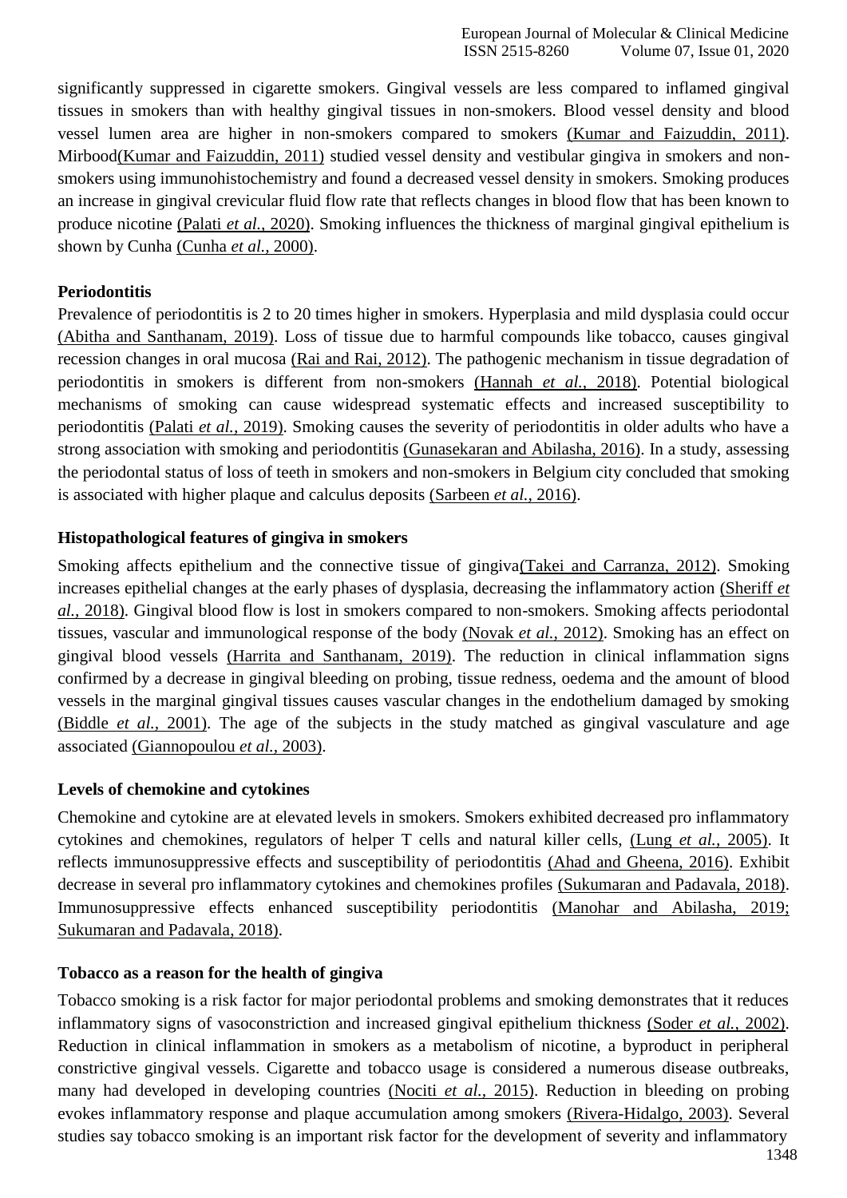significantly suppressed in cigarette smokers. Gingival vessels are less compared to inflamed gingival tissues in smokers than with healthy gingival tissues in non-smokers. Blood vessel density and blood vessel lumen area are higher in non-smokers compared to smokers (Kumar and Faizuddin, 2011). Mirbood(Kumar and Faizuddin, 2011) studied vessel density and vestibular gingiva in smokers and non-smokers using immunohistochemistry and found a decreased vessel density in smokers. Smoking produces an increase in gingival crevicular fluid flow rate that reflects changes in blood flow that has been known to produce nicotine (Palati *et al.*, 2020). Smoking influences the thickness of marginal gingival epithelium is shown by Cunha (Cunha *et al.*, 2000).

**Periodontitis**

Prevalence of periodontitis is 2 to 20 times higher in smokers. Hyperplasia and mild dysplasia could occur (Abitha and Santhanam, 2019). Loss of tissue due to harmful compounds like tobacco, causes gingival recession changes in oral mucosa (Rai and Rai, 2012). The pathogenic mechanism in tissue degradation of periodontitis in smokers is different from non-smokers (Hannah *et al.*, 2018). Potential biological mechanisms of smoking can cause widespread systematic effects and increased susceptibility to periodontitis (Palati *et al.*, 2019). Smoking causes the severity of periodontitis in older adults who have a strong association with smoking and periodontitis (Gunasekaran and Abilasha, 2016). In a study, assessing the periodontal status of loss of teeth in smokers and non-smokers in Belgium city concluded that smoking is associated with higher plaque and calculus deposits (Sarbeen *et al.*, 2016).

**Histopathological features of gingiva in smokers**

Smoking affects epithelium and the connective tissue of gingiva(Takei and Carranza, 2012). Smoking increases epithelial changes at the early phases of dysplasia, decreasing the inflammatory action (Sheriff *et al.*, 2018). Gingival blood flow is lost in smokers compared to non-smokers. Smoking affects periodontal tissues, vascular and immunological response of the body (Novak *et al.*, 2012). Smoking has an effect on gingival blood vessels (Harrita and Santhanam, 2019). The reduction in clinical inflammation signs confirmed by a decrease in gingival bleeding on probing, tissue redness, oedema and the amount of blood vessels in the marginal gingival tissues causes vascular changes in the endothelium damaged by smoking (Biddle *et al.*, 2001). The age of the subjects in the study matched as gingival vasculature and age associated (Giannopoulou *et al.*, 2003).

**Levels of chemokine and cytokines**

Chemokine and cytokine are at elevated levels in smokers. Smokers exhibited decreased pro inflammatory cytokines and chemokines, regulators of helper T cells and natural killer cells, (Lung *et al.*, 2005). It reflects immunosuppressive effects and susceptibility of periodontitis (Ahad and Gheena, 2016). Exhibit decrease in several pro inflammatory cytokines and chemokines profiles (Sukumaran and Padavala, 2018). Immunosuppressive effects enhanced susceptibility periodontitis (Manohar and Abilasha, 2019; Sukumaran and Padavala, 2018).

**Tobacco as a reason for the health of gingiva**

Tobacco smoking is a risk factor for major periodontal problems and smoking demonstrates that it reduces inflammatory signs of vasoconstriction and increased gingival epithelium thickness (Soder *et al.*, 2002). Reduction in clinical inflammation in smokers as a metabolism of nicotine, a byproduct in peripheral constrictive gingival vessels. Cigarette and tobacco usage is considered a numerous disease outbreaks, many had developed in developing countries (Nociti *et al.*, 2015). Reduction in bleeding on probing evokes inflammatory response and plaque accumulation among smokers (Rivera-Hidalgo, 2003). Several studies say tobacco smoking is an important risk factor for the development of severity and inflammatory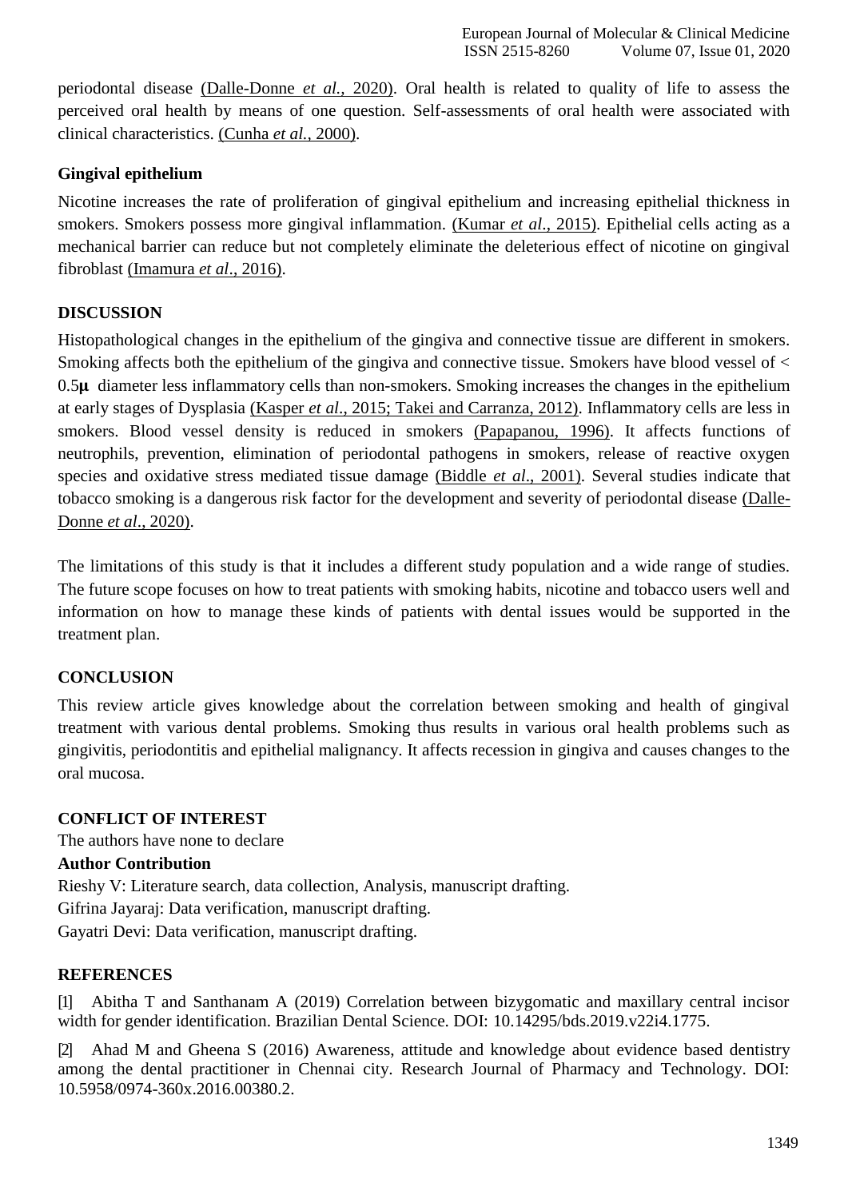periodontal disease (Dalle-Donne *et al.,* 2020). Oral health is related to quality of life to assess the perceived oral health by means of one question. Self-assessments of oral health were associated with clinical characteristics. (Cunha *et al.*, 2000).

### Gingival epithelium

Nicotine increases the rate of proliferation of gingival epithelium and increasing epithelial thickness in smokers. Smokers possess more gingival inflammation. (Kumar *et al*., 2015). Epithelial cells acting as a mechanical barrier can reduce but not completely eliminate the deleterious effect of nicotine on gingival fibroblast (Imamura *et al*., 2016).

## DISCUSSION

Histopathological changes in the epithelium of the gingiva and connective tissue are different in smokers. Smoking affects both the epithelium of the gingiva and connective tissue. Smokers have blood vessel of < 0.5**µ** diameter less inflammatory cells than non-smokers. Smoking increases the changes in the epithelium at early stages of Dysplasia (Kasper *et al*., 2015; Takei and Carranza, 2012). Inflammatory cells are less in smokers. Blood vessel density is reduced in smokers (Papapanou, 1996). It affects functions of neutrophils, prevention, elimination of periodontal pathogens in smokers, release of reactive oxygen species and oxidative stress mediated tissue damage (Biddle *et al*., 2001). Several studies indicate that tobacco smoking is a dangerous risk factor for the development and severity of periodontal disease (Dalle-Donne *et al*., 2020).

The limitations of this study is that it includes a different study population and a wide range of studies. The future scope focuses on how to treat patients with smoking habits, nicotine and tobacco users well and information on how to manage these kinds of patients with dental issues would be supported in the treatment plan.

## CONCLUSION

This review article gives knowledge about the correlation between smoking and health of gingival treatment with various dental problems. Smoking thus results in various oral health problems such as gingivitis, periodontitis and epithelial malignancy. It affects recession in gingiva and causes changes to the oral mucosa.

## CONFLICT OF INTEREST

The authors have none to declare

**Author Contribution**

Rieshy V: Literature search, data collection, Analysis, manuscript drafting.
Gifrina Jayaraj: Data verification, manuscript drafting.
Gayatri Devi: Data verification, manuscript drafting.

## REFERENCES

[1] Abitha T and Santhanam A (2019) Correlation between bizygomatic and maxillary central incisor width for gender identification. Brazilian Dental Science. DOI: 10.14295/bds.2019.v22i4.1775.

[2] Ahad M and Gheena S (2016) Awareness, attitude and knowledge about evidence based dentistry among the dental practitioner in Chennai city. Research Journal of Pharmacy and Technology. DOI: 10.5958/0974-360x.2016.00380.2.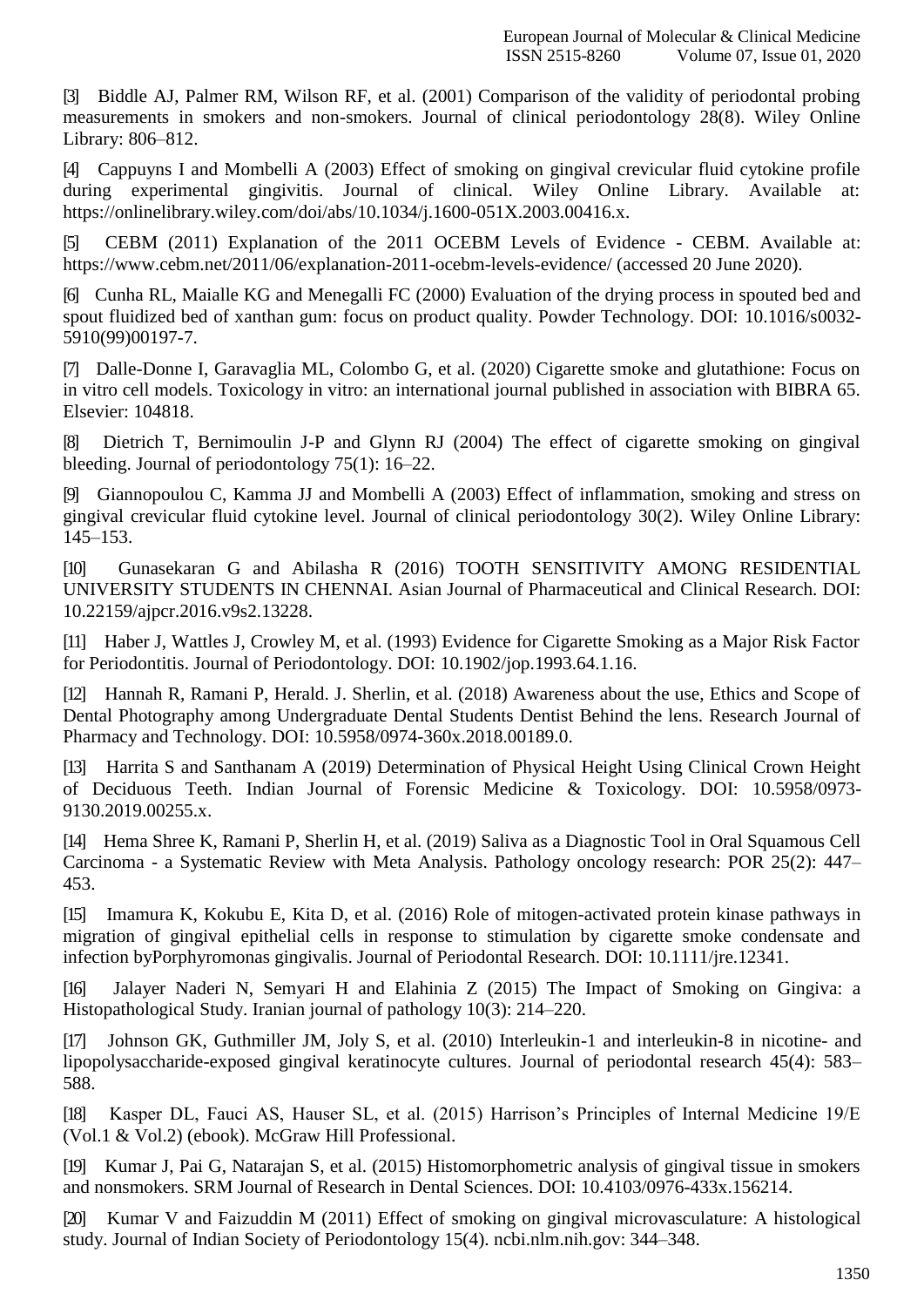[3] Biddle AJ, Palmer RM, Wilson RF, et al. (2001) Comparison of the validity of periodontal probing measurements in smokers and non-smokers. Journal of clinical periodontology 28(8). Wiley Online Library: 806–812.

[4] Cappuyns I and Mombelli A (2003) Effect of smoking on gingival crevicular fluid cytokine profile during experimental gingivitis. Journal of clinical. Wiley Online Library. Available at: https://onlinelibrary.wiley.com/doi/abs/10.1034/j.1600-051X.2003.00416.x.

[5] CEBM (2011) Explanation of the 2011 OCEBM Levels of Evidence - CEBM. Available at: https://www.cebm.net/2011/06/explanation-2011-ocebm-levels-evidence/ (accessed 20 June 2020).

[6] Cunha RL, Maialle KG and Menegalli FC (2000) Evaluation of the drying process in spouted bed and spout fluidized bed of xanthan gum: focus on product quality. Powder Technology. DOI: 10.1016/s0032-5910(99)00197-7.

[7] Dalle-Donne I, Garavaglia ML, Colombo G, et al. (2020) Cigarette smoke and glutathione: Focus on in vitro cell models. Toxicology in vitro: an international journal published in association with BIBRA 65. Elsevier: 104818.

[8] Dietrich T, Bernimoulin J-P and Glynn RJ (2004) The effect of cigarette smoking on gingival bleeding. Journal of periodontology 75(1): 16–22.

[9] Giannopoulou C, Kamma JJ and Mombelli A (2003) Effect of inflammation, smoking and stress on gingival crevicular fluid cytokine level. Journal of clinical periodontology 30(2). Wiley Online Library: 145–153.

[10] Gunasekaran G and Abilasha R (2016) TOOTH SENSITIVITY AMONG RESIDENTIAL UNIVERSITY STUDENTS IN CHENNAI. Asian Journal of Pharmaceutical and Clinical Research. DOI: 10.22159/ajpcr.2016.v9s2.13228.

[11] Haber J, Wattles J, Crowley M, et al. (1993) Evidence for Cigarette Smoking as a Major Risk Factor for Periodontitis. Journal of Periodontology. DOI: 10.1902/jop.1993.64.1.16.

[12] Hannah R, Ramani P, Herald. J. Sherlin, et al. (2018) Awareness about the use, Ethics and Scope of Dental Photography among Undergraduate Dental Students Dentist Behind the lens. Research Journal of Pharmacy and Technology. DOI: 10.5958/0974-360x.2018.00189.0.

[13] Harrita S and Santhanam A (2019) Determination of Physical Height Using Clinical Crown Height of Deciduous Teeth. Indian Journal of Forensic Medicine & Toxicology. DOI: 10.5958/0973-9130.2019.00255.x.

[14] Hema Shree K, Ramani P, Sherlin H, et al. (2019) Saliva as a Diagnostic Tool in Oral Squamous Cell Carcinoma - a Systematic Review with Meta Analysis. Pathology oncology research: POR 25(2): 447–453.

[15] Imamura K, Kokubu E, Kita D, et al. (2016) Role of mitogen-activated protein kinase pathways in migration of gingival epithelial cells in response to stimulation by cigarette smoke condensate and infection byPorphyromonas gingivalis. Journal of Periodontal Research. DOI: 10.1111/jre.12341.

[16] Jalayer Naderi N, Semyari H and Elahinia Z (2015) The Impact of Smoking on Gingiva: a Histopathological Study. Iranian journal of pathology 10(3): 214–220.

[17] Johnson GK, Guthmiller JM, Joly S, et al. (2010) Interleukin-1 and interleukin-8 in nicotine- and lipopolysaccharide-exposed gingival keratinocyte cultures. Journal of periodontal research 45(4): 583–588.

[18] Kasper DL, Fauci AS, Hauser SL, et al. (2015) Harrison's Principles of Internal Medicine 19/E (Vol.1 & Vol.2) (ebook). McGraw Hill Professional.

[19] Kumar J, Pai G, Natarajan S, et al. (2015) Histomorphometric analysis of gingival tissue in smokers and nonsmokers. SRM Journal of Research in Dental Sciences. DOI: 10.4103/0976-433x.156214.

[20] Kumar V and Faizuddin M (2011) Effect of smoking on gingival microvasculature: A histological study. Journal of Indian Society of Periodontology 15(4). ncbi.nlm.nih.gov: 344–348.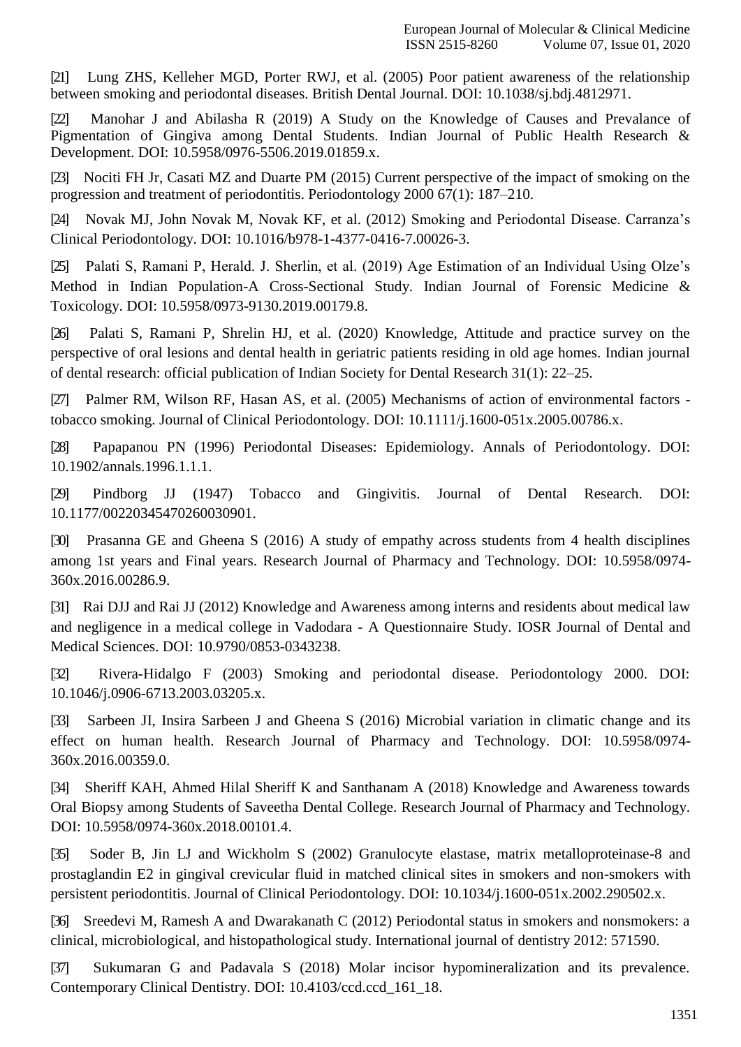[21] Lung ZHS, Kelleher MGD, Porter RWJ, et al. (2005) Poor patient awareness of the relationship between smoking and periodontal diseases. British Dental Journal. DOI: 10.1038/sj.bdj.4812971.

[22] Manohar J and Abilasha R (2019) A Study on the Knowledge of Causes and Prevalance of Pigmentation of Gingiva among Dental Students. Indian Journal of Public Health Research & Development. DOI: 10.5958/0976-5506.2019.01859.x.

[23] Nociti FH Jr, Casati MZ and Duarte PM (2015) Current perspective of the impact of smoking on the progression and treatment of periodontitis. Periodontology 2000 67(1): 187–210.

[24] Novak MJ, John Novak M, Novak KF, et al. (2012) Smoking and Periodontal Disease. Carranza's Clinical Periodontology. DOI: 10.1016/b978-1-4377-0416-7.00026-3.

[25] Palati S, Ramani P, Herald. J. Sherlin, et al. (2019) Age Estimation of an Individual Using Olze's Method in Indian Population-A Cross-Sectional Study. Indian Journal of Forensic Medicine & Toxicology. DOI: 10.5958/0973-9130.2019.00179.8.

[26] Palati S, Ramani P, Shrelin HJ, et al. (2020) Knowledge, Attitude and practice survey on the perspective of oral lesions and dental health in geriatric patients residing in old age homes. Indian journal of dental research: official publication of Indian Society for Dental Research 31(1): 22–25.

[27] Palmer RM, Wilson RF, Hasan AS, et al. (2005) Mechanisms of action of environmental factors - tobacco smoking. Journal of Clinical Periodontology. DOI: 10.1111/j.1600-051x.2005.00786.x.

[28] Papapanou PN (1996) Periodontal Diseases: Epidemiology. Annals of Periodontology. DOI: 10.1902/annals.1996.1.1.1.

[29] Pindborg JJ (1947) Tobacco and Gingivitis. Journal of Dental Research. DOI: 10.1177/00220345470260030901.

[30] Prasanna GE and Gheena S (2016) A study of empathy across students from 4 health disciplines among 1st years and Final years. Research Journal of Pharmacy and Technology. DOI: 10.5958/0974-360x.2016.00286.9.

[31] Rai DJJ and Rai JJ (2012) Knowledge and Awareness among interns and residents about medical law and negligence in a medical college in Vadodara - A Questionnaire Study. IOSR Journal of Dental and Medical Sciences. DOI: 10.9790/0853-0343238.

[32] Rivera-Hidalgo F (2003) Smoking and periodontal disease. Periodontology 2000. DOI: 10.1046/j.0906-6713.2003.03205.x.

[33] Sarbeen JI, Insira Sarbeen J and Gheena S (2016) Microbial variation in climatic change and its effect on human health. Research Journal of Pharmacy and Technology. DOI: 10.5958/0974-360x.2016.00359.0.

[34] Sheriff KAH, Ahmed Hilal Sheriff K and Santhanam A (2018) Knowledge and Awareness towards Oral Biopsy among Students of Saveetha Dental College. Research Journal of Pharmacy and Technology. DOI: 10.5958/0974-360x.2018.00101.4.

[35] Soder B, Jin LJ and Wickholm S (2002) Granulocyte elastase, matrix metalloproteinase-8 and prostaglandin E2 in gingival crevicular fluid in matched clinical sites in smokers and non-smokers with persistent periodontitis. Journal of Clinical Periodontology. DOI: 10.1034/j.1600-051x.2002.290502.x.

[36] Sreedevi M, Ramesh A and Dwarakanath C (2012) Periodontal status in smokers and nonsmokers: a clinical, microbiological, and histopathological study. International journal of dentistry 2012: 571590.

[37] Sukumaran G and Padavala S (2018) Molar incisor hypomineralization and its prevalence. Contemporary Clinical Dentistry. DOI: 10.4103/ccd.ccd_161_18.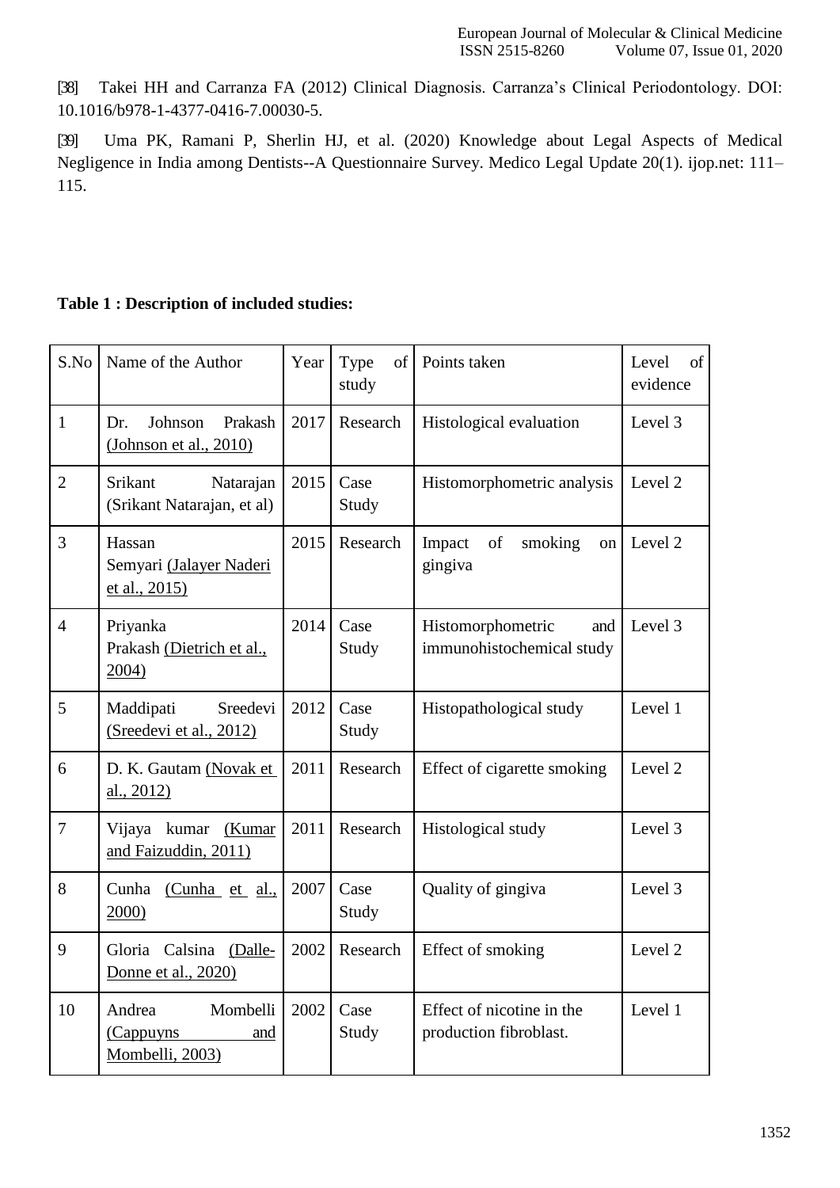[38] Takei HH and Carranza FA (2012) Clinical Diagnosis. Carranza's Clinical Periodontology. DOI: 10.1016/b978-1-4377-0416-7.00030-5.

[39] Uma PK, Ramani P, Sherlin HJ, et al. (2020) Knowledge about Legal Aspects of Medical Negligence in India among Dentists--A Questionnaire Survey. Medico Legal Update 20(1). ijop.net: 111–115.

**Table 1 : Description of included studies:**

| S.No | Name of the Author | Year | Type of study | Points taken | Level of evidence |
|---|---|---|---|---|---|
| 1 | Dr. Johnson Prakash (Johnson et al., 2010) | 2017 | Research | Histological evaluation | Level 3 |
| 2 | Srikant Natarajan (Srikant Natarajan, et al) | 2015 | Case Study | Histomorphometric analysis | Level 2 |
| 3 | Hassan Semyari (Jalayer Naderi et al., 2015) | 2015 | Research | Impact of smoking on gingiva | Level 2 |
| 4 | Priyanka Prakash (Dietrich et al., 2004) | 2014 | Case Study | Histomorphometric and immunohistochemical study | Level 3 |
| 5 | Maddipati Sreedevi (Sreedevi et al., 2012) | 2012 | Case Study | Histopathological study | Level 1 |
| 6 | D. K. Gautam (Novak et al., 2012) | 2011 | Research | Effect of cigarette smoking | Level 2 |
| 7 | Vijaya kumar (Kumar and Faizuddin, 2011) | 2011 | Research | Histological study | Level 3 |
| 8 | Cunha (Cunha et al., 2000) | 2007 | Case Study | Quality of gingiva | Level 3 |
| 9 | Gloria Calsina (Dalle-Donne et al., 2020) | 2002 | Research | Effect of smoking | Level 2 |
| 10 | Andrea Mombelli (Cappuyns and Mombelli, 2003) | 2002 | Case Study | Effect of nicotine in the production fibroblast. | Level 1 |